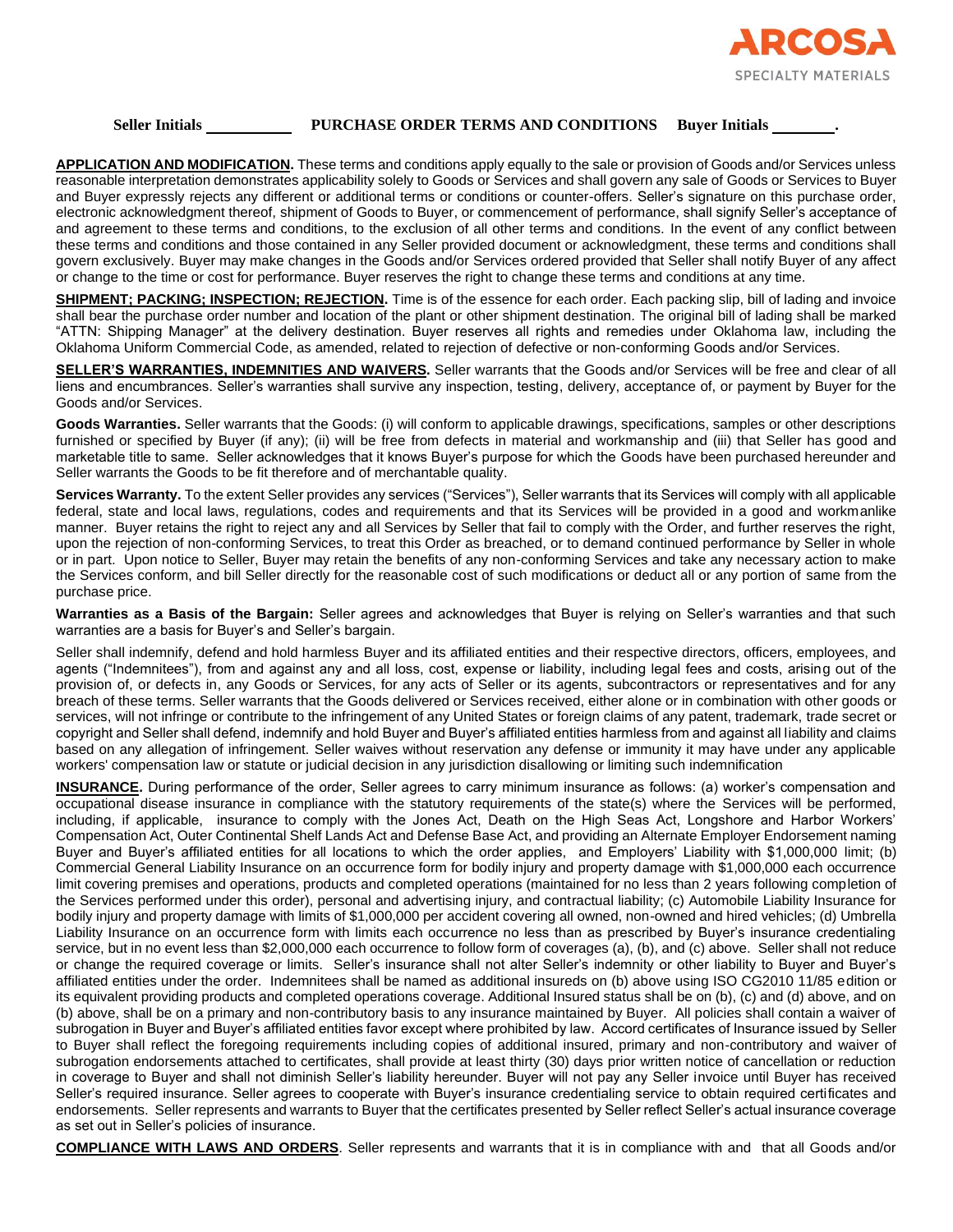Seller Initials \_\_\_\_\_\_\_\_\_\_ **PURCHASE ORDER TERMS AND CONDITIONS** Buyer Initials \_\_\_\_\_\_\_\_.

**APPLICATION AND MODIFICATION.** These terms and conditions apply equally to the sale or provision of Goods and/or Services unless reasonable interpretation demonstrates applicability solely to Goods or Services and shall govern any sale of Goods or Services to Buyer and Buyer expressly rejects any different or additional terms or conditions or counter-offers. Seller's signature on this purchase order, electronic acknowledgment thereof, shipment of Goods to Buyer, or commencement of performance, shall signify Seller's acceptance of and agreement to these terms and conditions, to the exclusion of all other terms and conditions. In the event of any conflict between these terms and conditions and those contained in any Seller provided document or acknowledgment, these terms and conditions shall govern exclusively. Buyer may make changes in the Goods and/or Services ordered provided that Seller shall notify Buyer of any affect or change to the time or cost for performance. Buyer reserves the right to change these terms and conditions at any time.

**SHIPMENT; PACKING; INSPECTION; REJECTION.** Time is of the essence for each order. Each packing slip, bill of lading and invoice shall bear the purchase order number and location of the plant or other shipment destination. The original bill of lading shall be marked "ATTN: Shipping Manager" at the delivery destination. Buyer reserves all rights and remedies under Oklahoma law, including the Oklahoma Uniform Commercial Code, as amended, related to rejection of defective or non-conforming Goods and/or Services.

**SELLER'S WARRANTIES, INDEMNITIES AND WAIVERS.** Seller warrants that the Goods and/or Services will be free and clear of all liens and encumbrances. Seller's warranties shall survive any inspection, testing, delivery, acceptance of, or payment by Buyer for the Goods and/or Services.

**Goods Warranties.** Seller warrants that the Goods: (i) will conform to applicable drawings, specifications, samples or other descriptions furnished or specified by Buyer (if any); (ii) will be free from defects in material and workmanship and (iii) that Seller has good and marketable title to same. Seller acknowledges that it knows Buyer's purpose for which the Goods have been purchased hereunder and Seller warrants the Goods to be fit therefore and of merchantable quality.

**Services Warranty.** To the extent Seller provides any services ("Services"), Seller warrants that its Services will comply with all applicable federal, state and local laws, regulations, codes and requirements and that its Services will be provided in a good and workmanlike manner. Buyer retains the right to reject any and all Services by Seller that fail to comply with the Order, and further reserves the right, upon the rejection of non-conforming Services, to treat this Order as breached, or to demand continued performance by Seller in whole or in part. Upon notice to Seller, Buyer may retain the benefits of any non-conforming Services and take any necessary action to make the Services conform, and bill Seller directly for the reasonable cost of such modifications or deduct all or any portion of same from the purchase price.

**Warranties as a Basis of the Bargain:** Seller agrees and acknowledges that Buyer is relying on Seller's warranties and that such warranties are a basis for Buyer's and Seller's bargain.

Seller shall indemnify, defend and hold harmless Buyer and its affiliated entities and their respective directors, officers, employees, and agents ("Indemnitees"), from and against any and all loss, cost, expense or liability, including legal fees and costs, arising out of the provision of, or defects in, any Goods or Services, for any acts of Seller or its agents, subcontractors or representatives and for any breach of these terms. Seller warrants that the Goods delivered or Services received, either alone or in combination with other goods or services, will not infringe or contribute to the infringement of any United States or foreign claims of any patent, trademark, trade secret or copyright and Seller shall defend, indemnify and hold Buyer and Buyer's affiliated entities harmless from and against all liability and claims based on any allegation of infringement. Seller waives without reservation any defense or immunity it may have under any applicable workers' compensation law or statute or judicial decision in any jurisdiction disallowing or limiting such indemnification

**INSURANCE.** During performance of the order, Seller agrees to carry minimum insurance as follows: (a) worker's compensation and occupational disease insurance in compliance with the statutory requirements of the state(s) where the Services will be performed, including, if applicable, insurance to comply with the Jones Act, Death on the High Seas Act, Longshore and Harbor Workers' Compensation Act, Outer Continental Shelf Lands Act and Defense Base Act, and providing an Alternate Employer Endorsement naming Buyer and Buyer's affiliated entities for all locations to which the order applies, and Employers' Liability with $1,000,000 limit; (b) Commercial General Liability Insurance on an occurrence form for bodily injury and property damage with $1,000,000 each occurrence limit covering premises and operations, products and completed operations (maintained for no less than 2 years following completion of the Services performed under this order), personal and advertising injury, and contractual liability; (c) Automobile Liability Insurance for bodily injury and property damage with limits of $1,000,000 per accident covering all owned, non-owned and hired vehicles; (d) Umbrella Liability Insurance on an occurrence form with limits each occurrence no less than as prescribed by Buyer's insurance credentialing service, but in no event less than $2,000,000 each occurrence to follow form of coverages (a), (b), and (c) above. Seller shall not reduce or change the required coverage or limits. Seller's insurance shall not alter Seller's indemnity or other liability to Buyer and Buyer's affiliated entities under the order. Indemnitees shall be named as additional insureds on (b) above using ISO CG2010 11/85 edition or its equivalent providing products and completed operations coverage. Additional Insured status shall be on (b), (c) and (d) above, and on (b) above, shall be on a primary and non-contributory basis to any insurance maintained by Buyer. All policies shall contain a waiver of subrogation in Buyer and Buyer's affiliated entities favor except where prohibited by law. Accord certificates of Insurance issued by Seller to Buyer shall reflect the foregoing requirements including copies of additional insured, primary and non-contributory and waiver of subrogation endorsements attached to certificates, shall provide at least thirty (30) days prior written notice of cancellation or reduction in coverage to Buyer and shall not diminish Seller's liability hereunder. Buyer will not pay any Seller invoice until Buyer has received Seller's required insurance. Seller agrees to cooperate with Buyer's insurance credentialing service to obtain required certificates and endorsements. Seller represents and warrants to Buyer that the certificates presented by Seller reflect Seller's actual insurance coverage as set out in Seller's policies of insurance.

**COMPLIANCE WITH LAWS AND ORDERS**. Seller represents and warrants that it is in compliance with and that all Goods and/or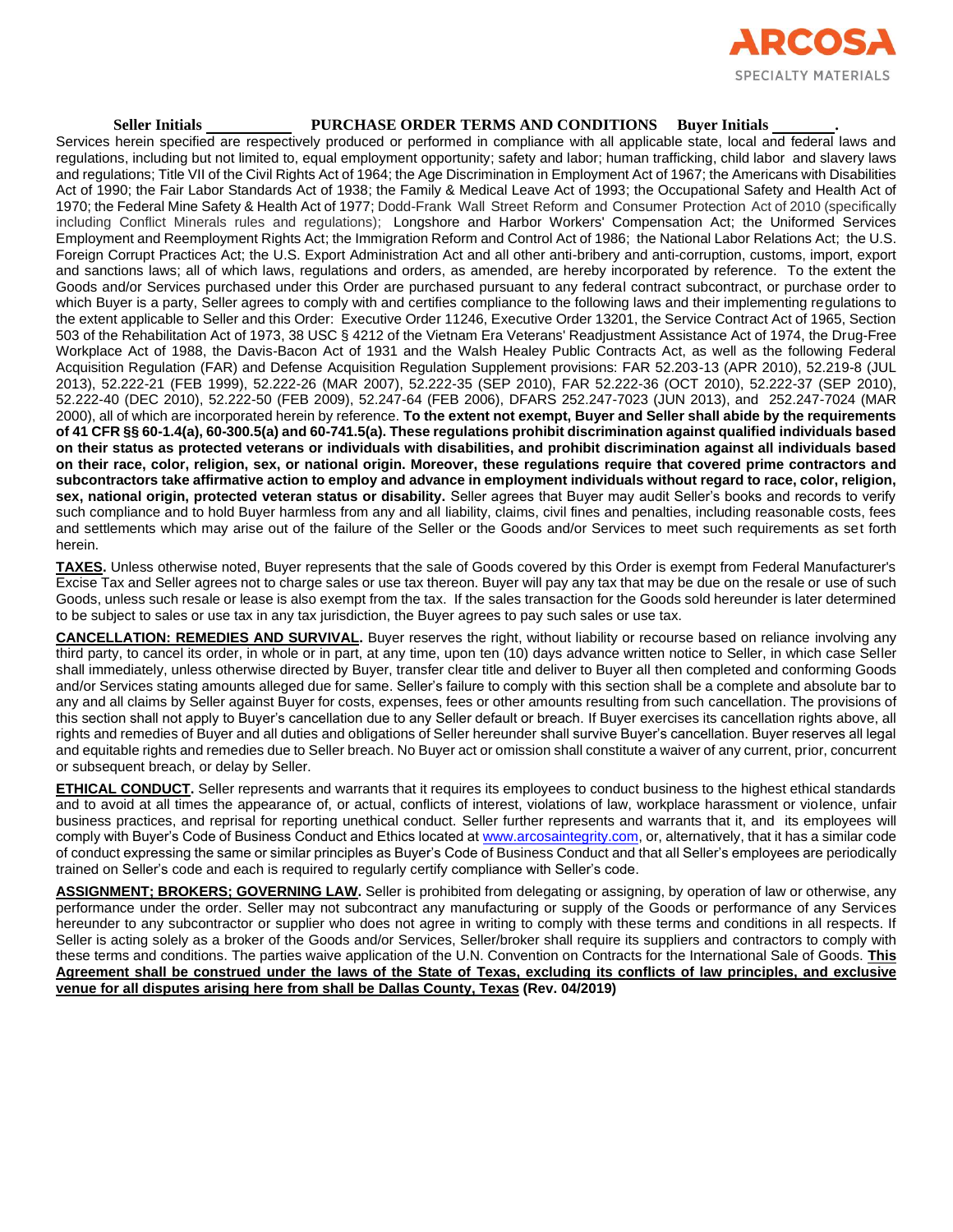**Seller Initials \_\_\_\_\_\_\_\_\_\_ PURCHASE ORDER TERMS AND CONDITIONS Buyer Initials \_\_\_\_\_\_\_\_.**

Services herein specified are respectively produced or performed in compliance with all applicable state, local and federal laws and regulations, including but not limited to, equal employment opportunity; safety and labor; human trafficking, child labor and slavery laws and regulations; Title VII of the Civil Rights Act of 1964; the Age Discrimination in Employment Act of 1967; the Americans with Disabilities Act of 1990; the Fair Labor Standards Act of 1938; the Family & Medical Leave Act of 1993; the Occupational Safety and Health Act of 1970; the Federal Mine Safety & Health Act of 1977; Dodd-Frank Wall Street Reform and Consumer Protection Act of 2010 (specifically including Conflict Minerals rules and regulations); Longshore and Harbor Workers' Compensation Act; the Uniformed Services Employment and Reemployment Rights Act; the Immigration Reform and Control Act of 1986; the National Labor Relations Act; the U.S. Foreign Corrupt Practices Act; the U.S. Export Administration Act and all other anti-bribery and anti-corruption, customs, import, export and sanctions laws; all of which laws, regulations and orders, as amended, are hereby incorporated by reference. To the extent the Goods and/or Services purchased under this Order are purchased pursuant to any federal contract subcontract, or purchase order to which Buyer is a party, Seller agrees to comply with and certifies compliance to the following laws and their implementing regulations to the extent applicable to Seller and this Order: Executive Order 11246, Executive Order 13201, the Service Contract Act of 1965, Section 503 of the Rehabilitation Act of 1973, 38 USC § 4212 of the Vietnam Era Veterans' Readjustment Assistance Act of 1974, the Drug-Free Workplace Act of 1988, the Davis-Bacon Act of 1931 and the Walsh Healey Public Contracts Act, as well as the following Federal Acquisition Regulation (FAR) and Defense Acquisition Regulation Supplement provisions: FAR 52.203-13 (APR 2010), 52.219-8 (JUL 2013), 52.222-21 (FEB 1999), 52.222-26 (MAR 2007), 52.222-35 (SEP 2010), FAR 52.222-36 (OCT 2010), 52.222-37 (SEP 2010), 52.222-40 (DEC 2010), 52.222-50 (FEB 2009), 52.247-64 (FEB 2006), DFARS 252.247-7023 (JUN 2013), and 252.247-7024 (MAR 2000), all of which are incorporated herein by reference. **To the extent not exempt, Buyer and Seller shall abide by the requirements of 41 CFR §§ 60-1.4(a), 60-300.5(a) and 60-741.5(a). These regulations prohibit discrimination against qualified individuals based on their status as protected veterans or individuals with disabilities, and prohibit discrimination against all individuals based on their race, color, religion, sex, or national origin. Moreover, these regulations require that covered prime contractors and subcontractors take affirmative action to employ and advance in employment individuals without regard to race, color, religion, sex, national origin, protected veteran status or disability.** Seller agrees that Buyer may audit Seller's books and records to verify such compliance and to hold Buyer harmless from any and all liability, claims, civil fines and penalties, including reasonable costs, fees and settlements which may arise out of the failure of the Seller or the Goods and/or Services to meet such requirements as set forth herein.

**TAXES.** Unless otherwise noted, Buyer represents that the sale of Goods covered by this Order is exempt from Federal Manufacturer's Excise Tax and Seller agrees not to charge sales or use tax thereon. Buyer will pay any tax that may be due on the resale or use of such Goods, unless such resale or lease is also exempt from the tax. If the sales transaction for the Goods sold hereunder is later determined to be subject to sales or use tax in any tax jurisdiction, the Buyer agrees to pay such sales or use tax.

**CANCELLATION: REMEDIES AND SURVIVAL.** Buyer reserves the right, without liability or recourse based on reliance involving any third party, to cancel its order, in whole or in part, at any time, upon ten (10) days advance written notice to Seller, in which case Seller shall immediately, unless otherwise directed by Buyer, transfer clear title and deliver to Buyer all then completed and conforming Goods and/or Services stating amounts alleged due for same. Seller's failure to comply with this section shall be a complete and absolute bar to any and all claims by Seller against Buyer for costs, expenses, fees or other amounts resulting from such cancellation. The provisions of this section shall not apply to Buyer's cancellation due to any Seller default or breach. If Buyer exercises its cancellation rights above, all rights and remedies of Buyer and all duties and obligations of Seller hereunder shall survive Buyer's cancellation. Buyer reserves all legal and equitable rights and remedies due to Seller breach. No Buyer act or omission shall constitute a waiver of any current, prior, concurrent or subsequent breach, or delay by Seller.

**ETHICAL CONDUCT.** Seller represents and warrants that it requires its employees to conduct business to the highest ethical standards and to avoid at all times the appearance of, or actual, conflicts of interest, violations of law, workplace harassment or violence, unfair business practices, and reprisal for reporting unethical conduct. Seller further represents and warrants that it, and its employees will comply with Buyer's Code of Business Conduct and Ethics located at www.arcosaintegrity.com, or, alternatively, that it has a similar code of conduct expressing the same or similar principles as Buyer's Code of Business Conduct and that all Seller's employees are periodically trained on Seller's code and each is required to regularly certify compliance with Seller's code.

**ASSIGNMENT; BROKERS; GOVERNING LAW.** Seller is prohibited from delegating or assigning, by operation of law or otherwise, any performance under the order. Seller may not subcontract any manufacturing or supply of the Goods or performance of any Services hereunder to any subcontractor or supplier who does not agree in writing to comply with these terms and conditions in all respects. If Seller is acting solely as a broker of the Goods and/or Services, Seller/broker shall require its suppliers and contractors to comply with these terms and conditions. The parties waive application of the U.N. Convention on Contracts for the International Sale of Goods. **This Agreement shall be construed under the laws of the State of Texas, excluding its conflicts of law principles, and exclusive venue for all disputes arising here from shall be Dallas County, Texas (Rev. 04/2019)**